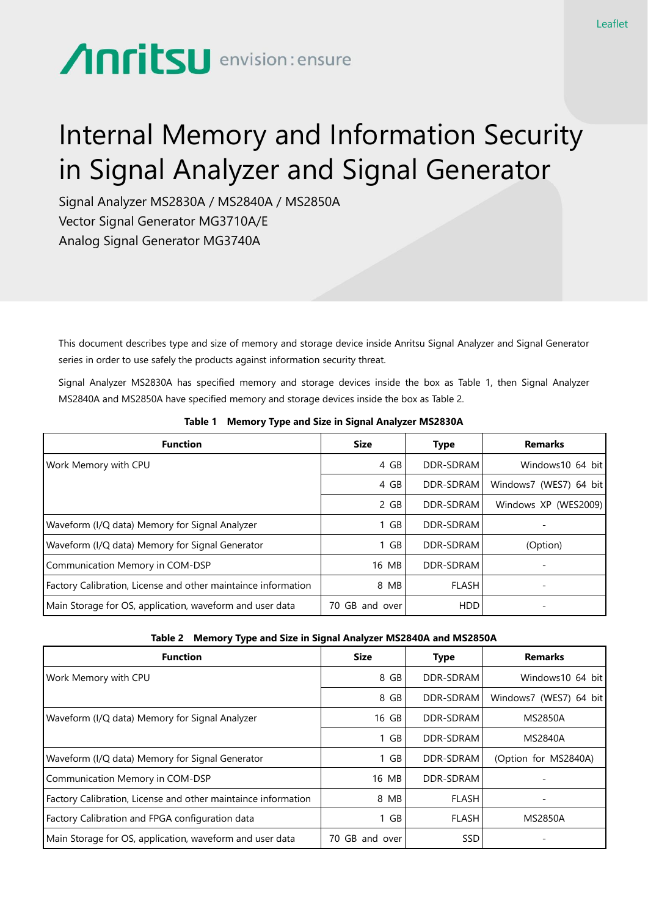Leaflet

Anritsu envision : ensure

# Internal Memory and Information Security in Signal Analyzer and Signal Generator

Signal Analyzer MS2830A / MS2840A / MS2850A
Vector Signal Generator MG3710A/E
Analog Signal Generator MG3740A

This document describes type and size of memory and storage device inside Anritsu Signal Analyzer and Signal Generator series in order to use safely the products against information security threat.

Signal Analyzer MS2830A has specified memory and storage devices inside the box as Table 1, then Signal Analyzer MS2840A and MS2850A have specified memory and storage devices inside the box as Table 2.

**Table 1 Memory Type and Size in Signal Analyzer MS2830A**

| Function | Size | Type | Remarks |
|---|---|---|---|
| Work Memory with CPU | 4 GB | DDR-SDRAM | Windows10 64 bit |
| | 4 GB | DDR-SDRAM | Windows7 (WES7) 64 bit |
| | 2 GB | DDR-SDRAM | Windows XP (WES2009) |
| Waveform (I/Q data) Memory for Signal Analyzer | 1 GB | DDR-SDRAM | - |
| Waveform (I/Q data) Memory for Signal Generator | 1 GB | DDR-SDRAM | (Option) |
| Communication Memory in COM-DSP | 16 MB | DDR-SDRAM | - |
| Factory Calibration, License and other maintaince information | 8 MB | FLASH | - |
| Main Storage for OS, application, waveform and user data | 70 GB and over | HDD | - |

**Table 2 Memory Type and Size in Signal Analyzer MS2840A and MS2850A**

| Function | Size | Type | Remarks |
|---|---|---|---|
| Work Memory with CPU | 8 GB | DDR-SDRAM | Windows10 64 bit |
| | 8 GB | DDR-SDRAM | Windows7 (WES7) 64 bit |
| Waveform (I/Q data) Memory for Signal Analyzer | 16 GB | DDR-SDRAM | MS2850A |
| | 1 GB | DDR-SDRAM | MS2840A |
| Waveform (I/Q data) Memory for Signal Generator | 1 GB | DDR-SDRAM | (Option for MS2840A) |
| Communication Memory in COM-DSP | 16 MB | DDR-SDRAM | - |
| Factory Calibration, License and other maintaince information | 8 MB | FLASH | - |
| Factory Calibration and FPGA configuration data | 1 GB | FLASH | MS2850A |
| Main Storage for OS, application, waveform and user data | 70 GB and over | SSD | - |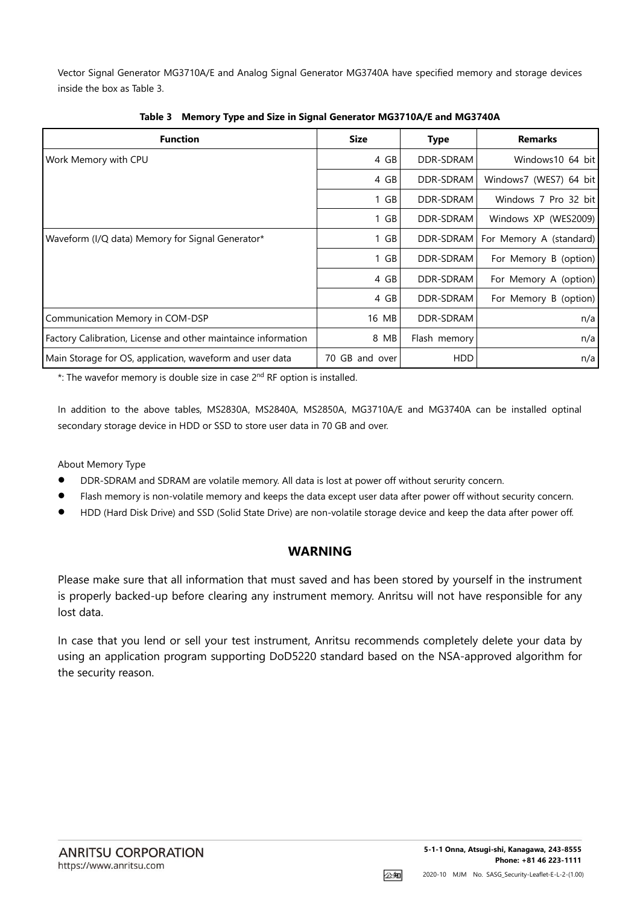Vector Signal Generator MG3710A/E and Analog Signal Generator MG3740A have specified memory and storage devices inside the box as Table 3.

**Table 3 Memory Type and Size in Signal Generator MG3710A/E and MG3740A**

| Function | Size | Type | Remarks |
|---|---|---|---|
| Work Memory with CPU | 4 GB | DDR-SDRAM | Windows10 64 bit |
| | 4 GB | DDR-SDRAM | Windows7 (WES7) 64 bit |
| | 1 GB | DDR-SDRAM | Windows 7 Pro 32 bit |
| | 1 GB | DDR-SDRAM | Windows XP (WES2009) |
| Waveform (I/Q data) Memory for Signal Generator* | 1 GB | DDR-SDRAM | For Memory A (standard) |
| | 1 GB | DDR-SDRAM | For Memory B (option) |
| | 4 GB | DDR-SDRAM | For Memory A (option) |
| | 4 GB | DDR-SDRAM | For Memory B (option) |
| Communication Memory in COM-DSP | 16 MB | DDR-SDRAM | n/a |
| Factory Calibration, License and other maintaince information | 8 MB | Flash memory | n/a |
| Main Storage for OS, application, waveform and user data | 70 GB and over | HDD | n/a |

*: The wavefor memory is double size in case 2nd RF option is installed.

In addition to the above tables, MS2830A, MS2840A, MS2850A, MG3710A/E and MG3740A can be installed optinal secondary storage device in HDD or SSD to store user data in 70 GB and over.

About Memory Type

- DDR-SDRAM and SDRAM are volatile memory. All data is lost at power off without serurity concern.
- Flash memory is non-volatile memory and keeps the data except user data after power off without security concern.
- HDD (Hard Disk Drive) and SSD (Solid State Drive) are non-volatile storage device and keep the data after power off.

## WARNING

Please make sure that all information that must saved and has been stored by yourself in the instrument is properly backed-up before clearing any instrument memory. Anritsu will not have responsible for any lost data.

In case that you lend or sell your test instrument, Anritsu recommends completely delete your data by using an application program supporting DoD5220 standard based on the NSA-approved algorithm for the security reason.

ANRITSU CORPORATION
https://www.anritsu.com

**5-1-1 Onna, Atsugi-shi, Kanagawa, 243-8555**
**Phone: +81 46 223-1111**

公知 2020-10 MJM No. SASG_Security-Leaflet-E-L-2-(1.00)